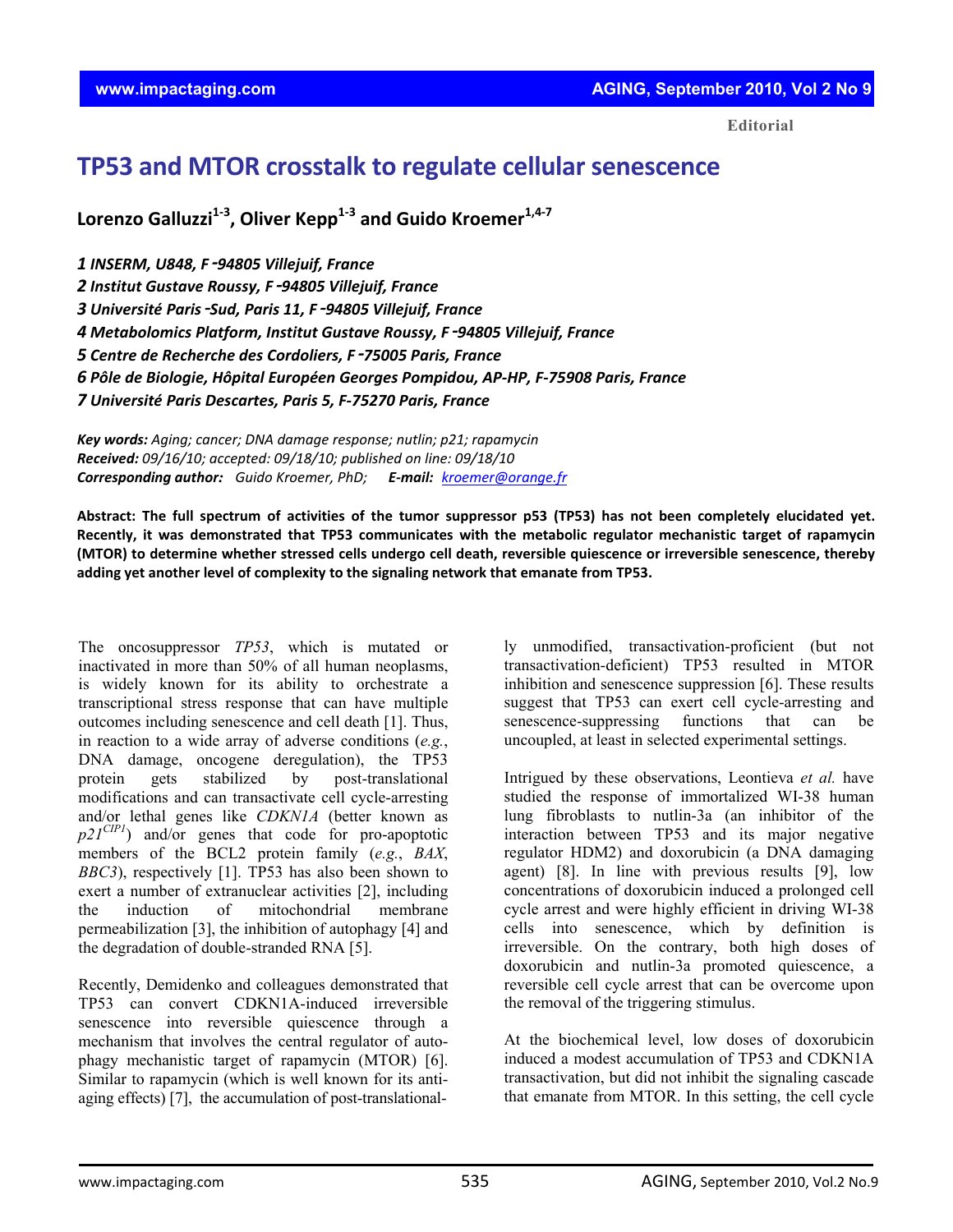Editorial

# TP53 and MTOR crosstalk to regulate cellular senescence

**Lorenzo Galluzzi[1-3], Oliver Kepp[1-3] and Guido Kroemer[1,4-7]**

*1 INSERM, U848, F‑94805 Villejuif, France*
*2 Institut Gustave Roussy, F‑94805 Villejuif, France*
*3 Université Paris‑Sud, Paris 11, F‑94805 Villejuif, France*
*4 Metabolomics Platform, Institut Gustave Roussy, F‑94805 Villejuif, France*
*5 Centre de Recherche des Cordoliers, F‑75005 Paris, France*
*6 Pôle de Biologie, Hôpital Européen Georges Pompidou, AP-HP, F-75908 Paris, France*
*7 Université Paris Descartes, Paris 5, F-75270 Paris, France*

***Key words:*** *Aging; cancer; DNA damage response; nutlin; p21; rapamycin*
***Received:*** *09/16/10; accepted: 09/18/10; published on line: 09/18/10*
***Corresponding author:*** *Guido Kroemer, PhD;* ***E-mail:*** *kroemer@orange.fr*

**Abstract: The full spectrum of activities of the tumor suppressor p53 (TP53) has not been completely elucidated yet. Recently, it was demonstrated that TP53 communicates with the metabolic regulator mechanistic target of rapamycin (MTOR) to determine whether stressed cells undergo cell death, reversible quiescence or irreversible senescence, thereby adding yet another level of complexity to the signaling network that emanate from TP53.**

The oncosuppressor *TP53*, which is mutated or inactivated in more than 50% of all human neoplasms, is widely known for its ability to orchestrate a transcriptional stress response that can have multiple outcomes including senescence and cell death [1]. Thus, in reaction to a wide array of adverse conditions (*e.g.*, DNA damage, oncogene deregulation), the TP53 protein gets stabilized by post-translational modifications and can transactivate cell cycle-arresting and/or lethal genes like *CDKN1A* (better known as *p21[CIP1]*) and/or genes that code for pro-apoptotic members of the BCL2 protein family (*e.g.*, *BAX*, *BBC3*), respectively [1]. TP53 has also been shown to exert a number of extranuclear activities [2], including the induction of mitochondrial membrane permeabilization [3], the inhibition of autophagy [4] and the degradation of double-stranded RNA [5].

Recently, Demidenko and colleagues demonstrated that TP53 can convert CDKN1A-induced irreversible senescence into reversible quiescence through a mechanism that involves the central regulator of autophagy mechanistic target of rapamycin (MTOR) [6]. Similar to rapamycin (which is well known for its anti-aging effects) [7], the accumulation of post-translationally unmodified, transactivation-proficient (but not transactivation-deficient) TP53 resulted in MTOR inhibition and senescence suppression [6]. These results suggest that TP53 can exert cell cycle-arresting and senescence-suppressing functions that can be uncoupled, at least in selected experimental settings.

Intrigued by these observations, Leontieva *et al.* have studied the response of immortalized WI-38 human lung fibroblasts to nutlin-3a (an inhibitor of the interaction between TP53 and its major negative regulator HDM2) and doxorubicin (a DNA damaging agent) [8]. In line with previous results [9], low concentrations of doxorubicin induced a prolonged cell cycle arrest and were highly efficient in driving WI-38 cells into senescence, which by definition is irreversible. On the contrary, both high doses of doxorubicin and nutlin-3a promoted quiescence, a reversible cell cycle arrest that can be overcome upon the removal of the triggering stimulus.

At the biochemical level, low doses of doxorubicin induced a modest accumulation of TP53 and CDKN1A transactivation, but did not inhibit the signaling cascade that emanate from MTOR. In this setting, the cell cycle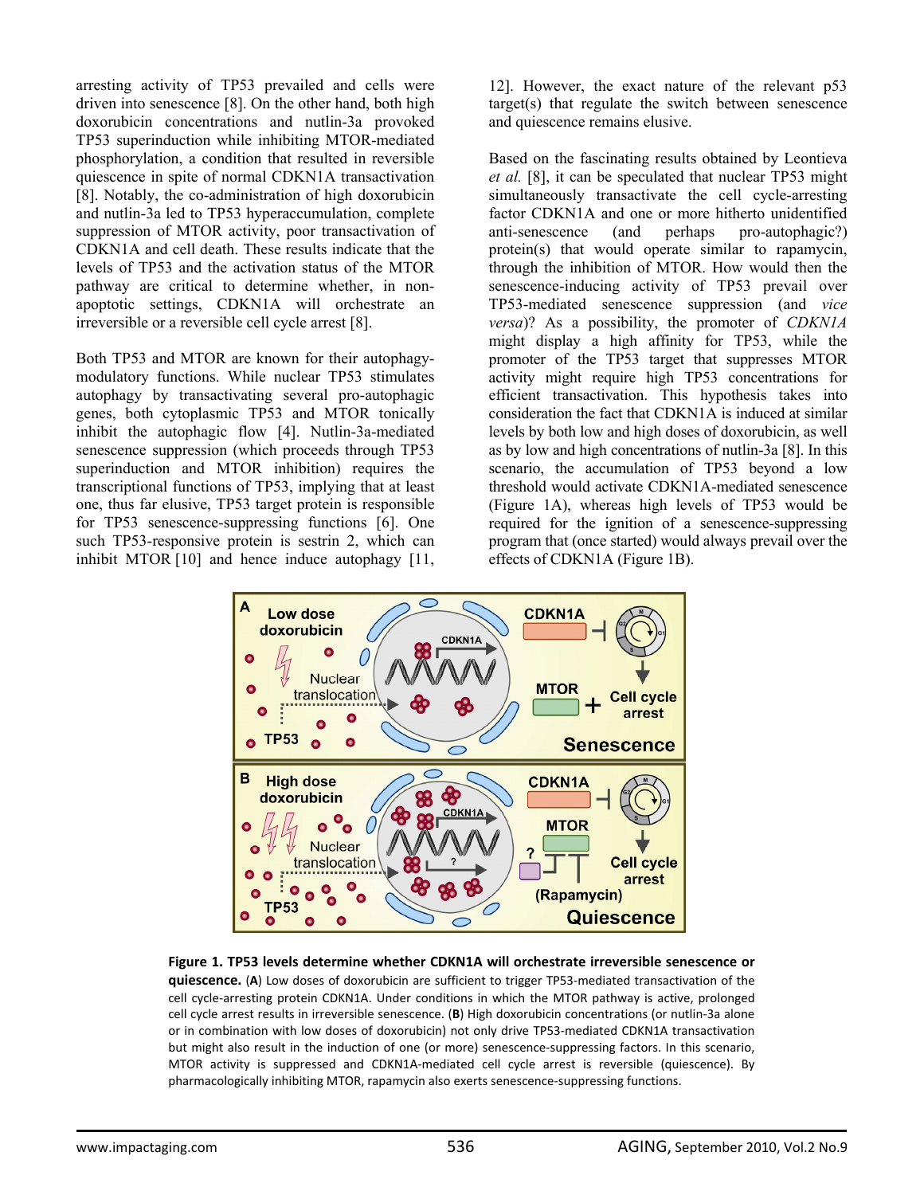arresting activity of TP53 prevailed and cells were driven into senescence [8]. On the other hand, both high doxorubicin concentrations and nutlin-3a provoked TP53 superinduction while inhibiting MTOR-mediated phosphorylation, a condition that resulted in reversible quiescence in spite of normal CDKN1A transactivation [8]. Notably, the co-administration of high doxorubicin and nutlin-3a led to TP53 hyperaccumulation, complete suppression of MTOR activity, poor transactivation of CDKN1A and cell death. These results indicate that the levels of TP53 and the activation status of the MTOR pathway are critical to determine whether, in non-apoptotic settings, CDKN1A will orchestrate an irreversible or a reversible cell cycle arrest [8].

Both TP53 and MTOR are known for their autophagy-modulatory functions. While nuclear TP53 stimulates autophagy by transactivating several pro-autophagic genes, both cytoplasmic TP53 and MTOR tonically inhibit the autophagic flow [4]. Nutlin-3a-mediated senescence suppression (which proceeds through TP53 superinduction and MTOR inhibition) requires the transcriptional functions of TP53, implying that at least one, thus far elusive, TP53 target protein is responsible for TP53 senescence-suppressing functions [6]. One such TP53-responsive protein is sestrin 2, which can inhibit MTOR [10] and hence induce autophagy [11, 12]. However, the exact nature of the relevant p53 target(s) that regulate the switch between senescence and quiescence remains elusive.

Based on the fascinating results obtained by Leontieva *et al.* [8], it can be speculated that nuclear TP53 might simultaneously transactivate the cell cycle-arresting factor CDKN1A and one or more hitherto unidentified anti-senescence (and perhaps pro-autophagic?) protein(s) that would operate similar to rapamycin, through the inhibition of MTOR. How would then the senescence-inducing activity of TP53 prevail over TP53-mediated senescence suppression (and *vice versa*)? As a possibility, the promoter of *CDKN1A* might display a high affinity for TP53, while the promoter of the TP53 target that suppresses MTOR activity might require high TP53 concentrations for efficient transactivation. This hypothesis takes into consideration the fact that CDKN1A is induced at similar levels by both low and high doses of doxorubicin, as well as by low and high concentrations of nutlin-3a [8]. In this scenario, the accumulation of TP53 beyond a low threshold would activate CDKN1A-mediated senescence (Figure 1A), whereas high levels of TP53 would be required for the ignition of a senescence-suppressing program that (once started) would always prevail over the effects of CDKN1A (Figure 1B).

**Figure 1. TP53 levels determine whether CDKN1A will orchestrate irreversible senescence or quiescence.** (**A**) Low doses of doxorubicin are sufficient to trigger TP53-mediated transactivation of the cell cycle-arresting protein CDKN1A. Under conditions in which the MTOR pathway is active, prolonged cell cycle arrest results in irreversible senescence. (**B**) High doxorubicin concentrations (or nutlin-3a alone or in combination with low doses of doxorubicin) not only drive TP53-mediated CDKN1A transactivation but might also result in the induction of one (or more) senescence-suppressing factors. In this scenario, MTOR activity is suppressed and CDKN1A-mediated cell cycle arrest is reversible (quiescence). By pharmacologically inhibiting MTOR, rapamycin also exerts senescence-suppressing functions.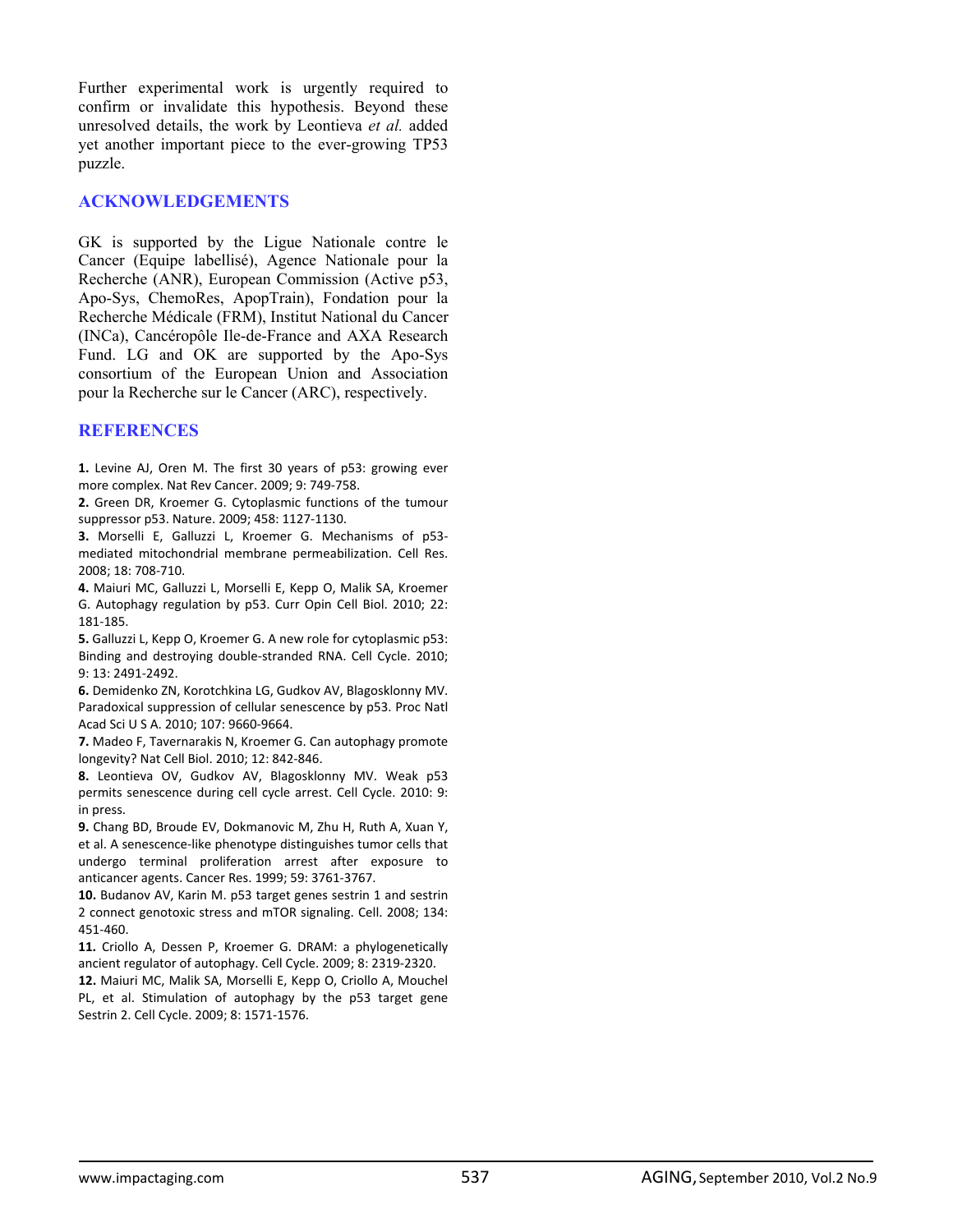Further experimental work is urgently required to confirm or invalidate this hypothesis. Beyond these unresolved details, the work by Leontieva *et al.* added yet another important piece to the ever-growing TP53 puzzle.

## ACKNOWLEDGEMENTS

GK is supported by the Ligue Nationale contre le Cancer (Equipe labellisé), Agence Nationale pour la Recherche (ANR), European Commission (Active p53, Apo-Sys, ChemoRes, ApopTrain), Fondation pour la Recherche Médicale (FRM), Institut National du Cancer (INCa), Cancéropôle Ile-de-France and AXA Research Fund. LG and OK are supported by the Apo-Sys consortium of the European Union and Association pour la Recherche sur le Cancer (ARC), respectively.

## REFERENCES

**1.** Levine AJ, Oren M. The first 30 years of p53: growing ever more complex. Nat Rev Cancer. 2009; 9: 749-758.

**2.** Green DR, Kroemer G. Cytoplasmic functions of the tumour suppressor p53. Nature. 2009; 458: 1127-1130.

**3.** Morselli E, Galluzzi L, Kroemer G. Mechanisms of p53-mediated mitochondrial membrane permeabilization. Cell Res. 2008; 18: 708-710.

**4.** Maiuri MC, Galluzzi L, Morselli E, Kepp O, Malik SA, Kroemer G. Autophagy regulation by p53. Curr Opin Cell Biol. 2010; 22: 181-185.

**5.** Galluzzi L, Kepp O, Kroemer G. A new role for cytoplasmic p53: Binding and destroying double-stranded RNA. Cell Cycle. 2010; 9: 13: 2491-2492.

**6.** Demidenko ZN, Korotchkina LG, Gudkov AV, Blagosklonny MV. Paradoxical suppression of cellular senescence by p53. Proc Natl Acad Sci U S A. 2010; 107: 9660-9664.

**7.** Madeo F, Tavernarakis N, Kroemer G. Can autophagy promote longevity? Nat Cell Biol. 2010; 12: 842-846.

**8.** Leontieva OV, Gudkov AV, Blagosklonny MV. Weak p53 permits senescence during cell cycle arrest. Cell Cycle. 2010: 9: in press.

**9.** Chang BD, Broude EV, Dokmanovic M, Zhu H, Ruth A, Xuan Y, et al. A senescence-like phenotype distinguishes tumor cells that undergo terminal proliferation arrest after exposure to anticancer agents. Cancer Res. 1999; 59: 3761-3767.

**10.** Budanov AV, Karin M. p53 target genes sestrin 1 and sestrin 2 connect genotoxic stress and mTOR signaling. Cell. 2008; 134: 451-460.

**11.** Criollo A, Dessen P, Kroemer G. DRAM: a phylogenetically ancient regulator of autophagy. Cell Cycle. 2009; 8: 2319-2320.

**12.** Maiuri MC, Malik SA, Morselli E, Kepp O, Criollo A, Mouchel PL, et al. Stimulation of autophagy by the p53 target gene Sestrin 2. Cell Cycle. 2009; 8: 1571-1576.